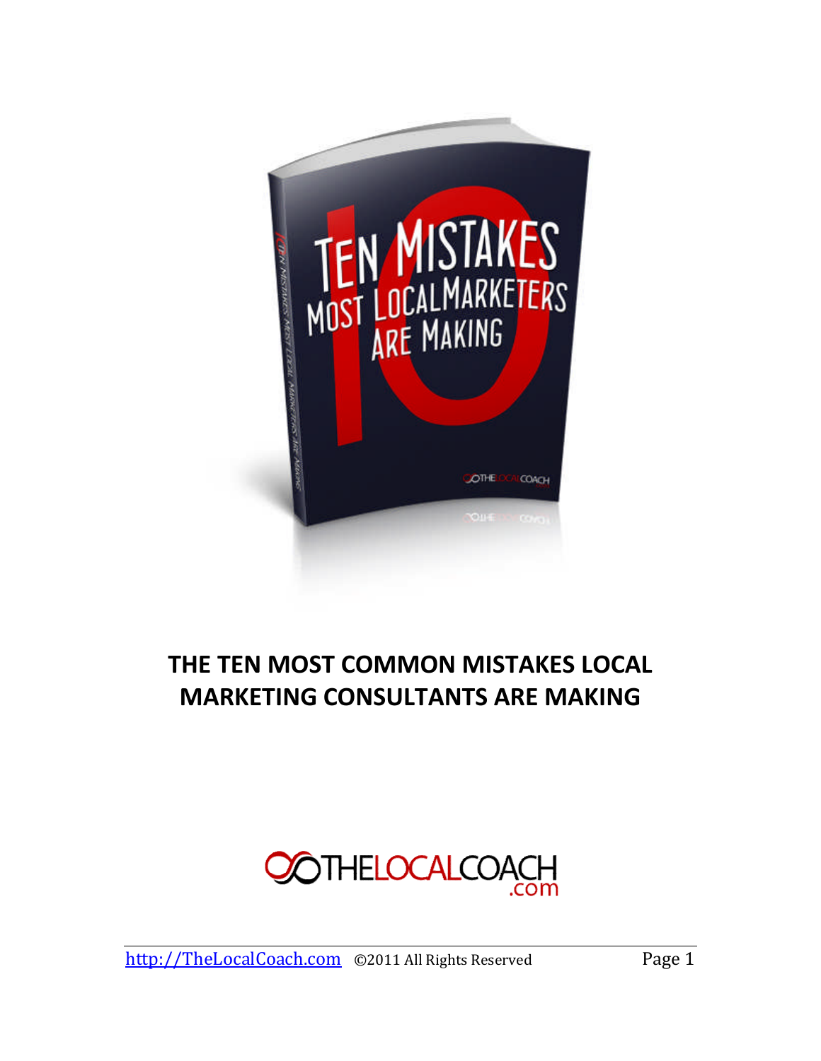# THE TEN MOST COMMON MISTAKES LOCAL MARKETING CONSULTANTS ARE MAKING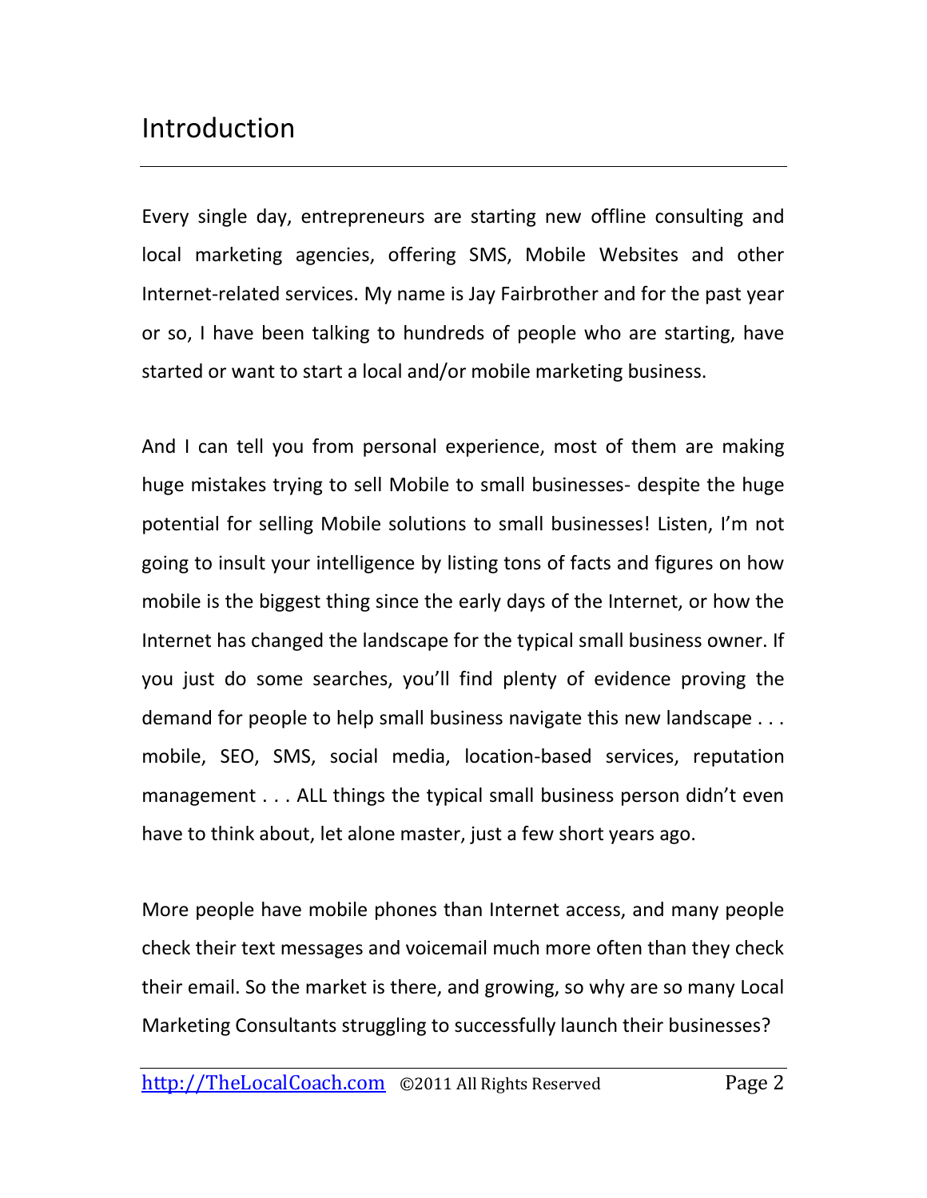# Introduction

Every single day, entrepreneurs are starting new offline consulting and local marketing agencies, offering SMS, Mobile Websites and other Internet-related services. My name is Jay Fairbrother and for the past year or so, I have been talking to hundreds of people who are starting, have started or want to start a local and/or mobile marketing business.

And I can tell you from personal experience, most of them are making huge mistakes trying to sell Mobile to small businesses- despite the huge potential for selling Mobile solutions to small businesses! Listen, I'm not going to insult your intelligence by listing tons of facts and figures on how mobile is the biggest thing since the early days of the Internet, or how the Internet has changed the landscape for the typical small business owner. If you just do some searches, you'll find plenty of evidence proving the demand for people to help small business navigate this new landscape . . . mobile, SEO, SMS, social media, location-based services, reputation management . . . ALL things the typical small business person didn't even have to think about, let alone master, just a few short years ago.

More people have mobile phones than Internet access, and many people check their text messages and voicemail much more often than they check their email. So the market is there, and growing, so why are so many Local Marketing Consultants struggling to successfully launch their businesses?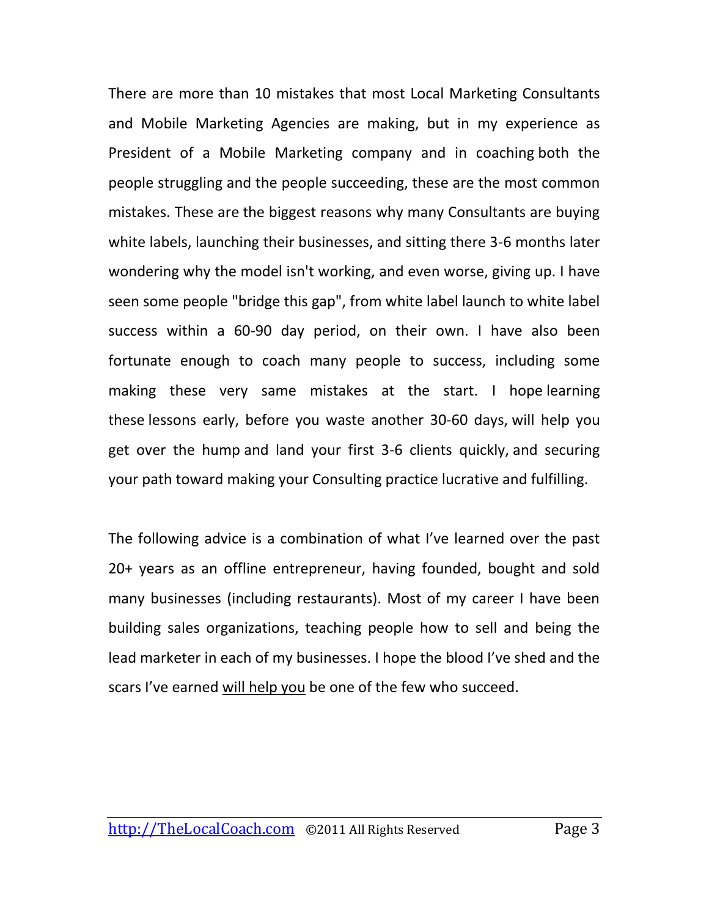There are more than 10 mistakes that most Local Marketing Consultants and Mobile Marketing Agencies are making, but in my experience as President of a Mobile Marketing company and in coaching both the people struggling and the people succeeding, these are the most common mistakes. These are the biggest reasons why many Consultants are buying white labels, launching their businesses, and sitting there 3-6 months later wondering why the model isn't working, and even worse, giving up. I have seen some people "bridge this gap", from white label launch to white label success within a 60-90 day period, on their own. I have also been fortunate enough to coach many people to success, including some making these very same mistakes at the start. I hope learning these lessons early, before you waste another 30-60 days, will help you get over the hump and land your first 3-6 clients quickly, and securing your path toward making your Consulting practice lucrative and fulfilling.

The following advice is a combination of what I've learned over the past 20+ years as an offline entrepreneur, having founded, bought and sold many businesses (including restaurants). Most of my career I have been building sales organizations, teaching people how to sell and being the lead marketer in each of my businesses. I hope the blood I've shed and the scars I've earned <u>will help you</u> be one of the few who succeed.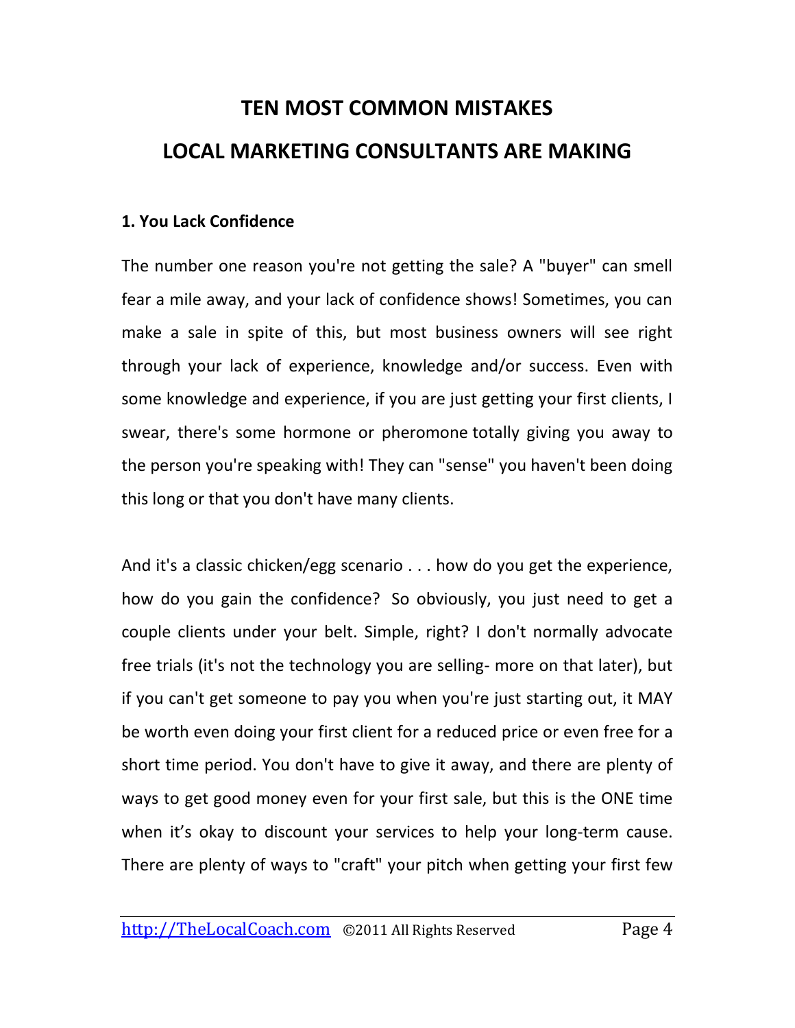# TEN MOST COMMON MISTAKES LOCAL MARKETING CONSULTANTS ARE MAKING

**1. You Lack Confidence**

The number one reason you're not getting the sale? A "buyer" can smell fear a mile away, and your lack of confidence shows! Sometimes, you can make a sale in spite of this, but most business owners will see right through your lack of experience, knowledge and/or success. Even with some knowledge and experience, if you are just getting your first clients, I swear, there's some hormone or pheromone totally giving you away to the person you're speaking with! They can "sense" you haven't been doing this long or that you don't have many clients.

And it's a classic chicken/egg scenario . . . how do you get the experience, how do you gain the confidence? So obviously, you just need to get a couple clients under your belt. Simple, right? I don't normally advocate free trials (it's not the technology you are selling- more on that later), but if you can't get someone to pay you when you're just starting out, it MAY be worth even doing your first client for a reduced price or even free for a short time period. You don't have to give it away, and there are plenty of ways to get good money even for your first sale, but this is the ONE time when it's okay to discount your services to help your long-term cause. There are plenty of ways to "craft" your pitch when getting your first few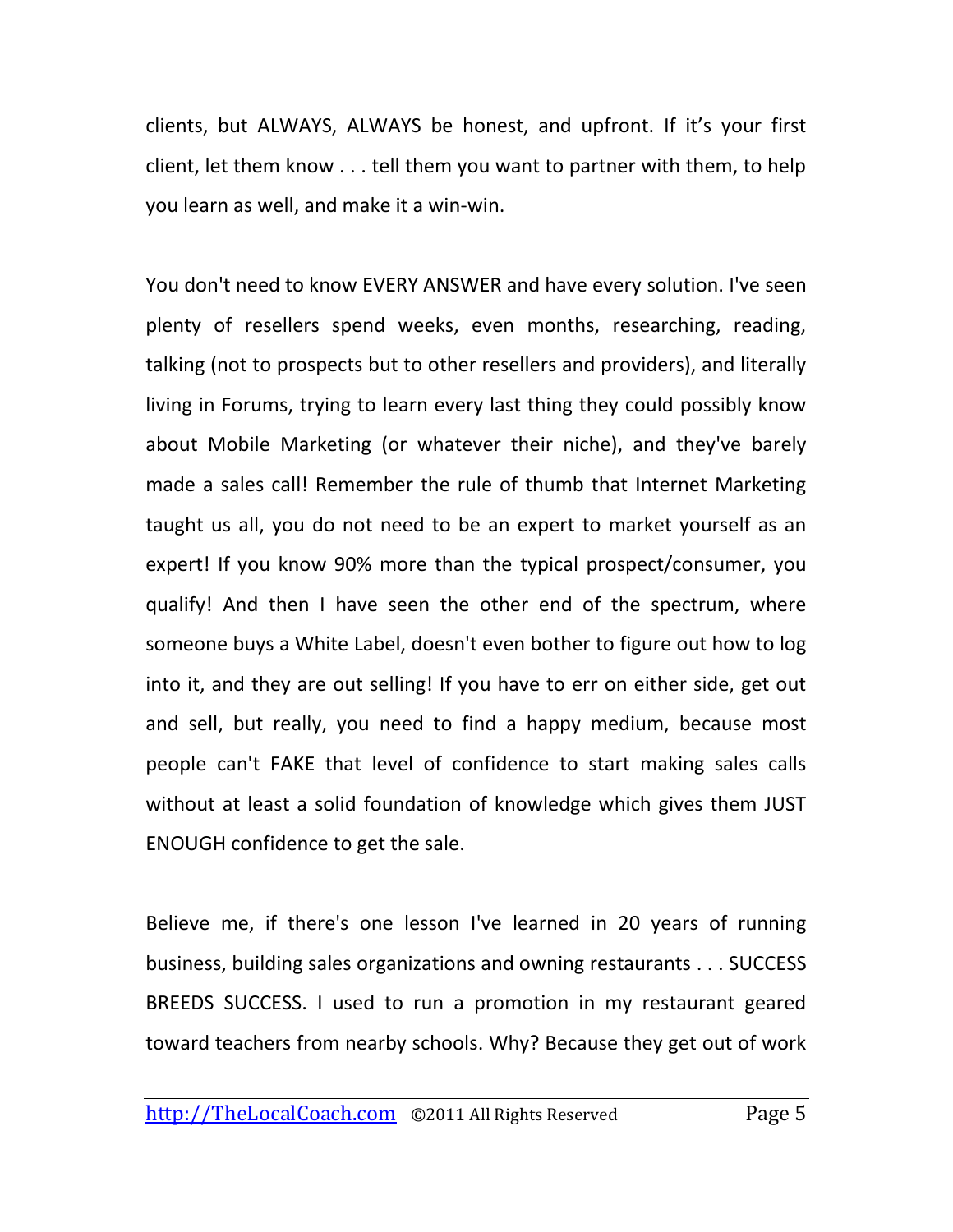clients, but ALWAYS, ALWAYS be honest, and upfront. If it's your first client, let them know . . . tell them you want to partner with them, to help you learn as well, and make it a win-win.

You don't need to know EVERY ANSWER and have every solution. I've seen plenty of resellers spend weeks, even months, researching, reading, talking (not to prospects but to other resellers and providers), and literally living in Forums, trying to learn every last thing they could possibly know about Mobile Marketing (or whatever their niche), and they've barely made a sales call! Remember the rule of thumb that Internet Marketing taught us all, you do not need to be an expert to market yourself as an expert! If you know 90% more than the typical prospect/consumer, you qualify! And then I have seen the other end of the spectrum, where someone buys a White Label, doesn't even bother to figure out how to log into it, and they are out selling! If you have to err on either side, get out and sell, but really, you need to find a happy medium, because most people can't FAKE that level of confidence to start making sales calls without at least a solid foundation of knowledge which gives them JUST ENOUGH confidence to get the sale.

Believe me, if there's one lesson I've learned in 20 years of running business, building sales organizations and owning restaurants . . . SUCCESS BREEDS SUCCESS. I used to run a promotion in my restaurant geared toward teachers from nearby schools. Why? Because they get out of work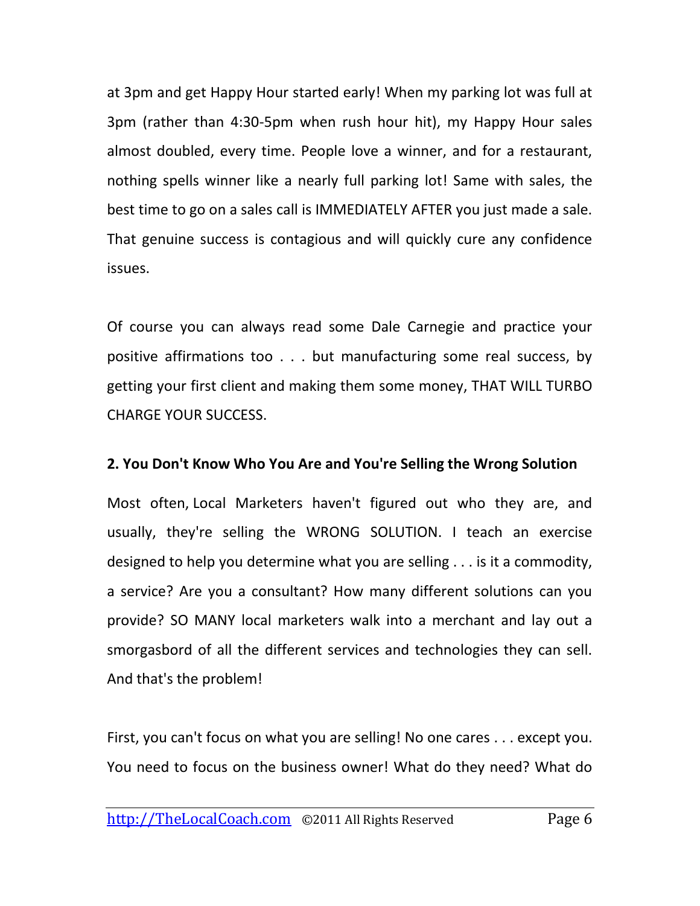at 3pm and get Happy Hour started early! When my parking lot was full at 3pm (rather than 4:30-5pm when rush hour hit), my Happy Hour sales almost doubled, every time. People love a winner, and for a restaurant, nothing spells winner like a nearly full parking lot! Same with sales, the best time to go on a sales call is IMMEDIATELY AFTER you just made a sale. That genuine success is contagious and will quickly cure any confidence issues.

Of course you can always read some Dale Carnegie and practice your positive affirmations too . . . but manufacturing some real success, by getting your first client and making them some money, THAT WILL TURBO CHARGE YOUR SUCCESS.

**2. You Don't Know Who You Are and You're Selling the Wrong Solution**

Most often, Local Marketers haven't figured out who they are, and usually, they're selling the WRONG SOLUTION. I teach an exercise designed to help you determine what you are selling . . . is it a commodity, a service? Are you a consultant? How many different solutions can you provide? SO MANY local marketers walk into a merchant and lay out a smorgasbord of all the different services and technologies they can sell. And that's the problem!

First, you can't focus on what you are selling! No one cares . . . except you. You need to focus on the business owner! What do they need? What do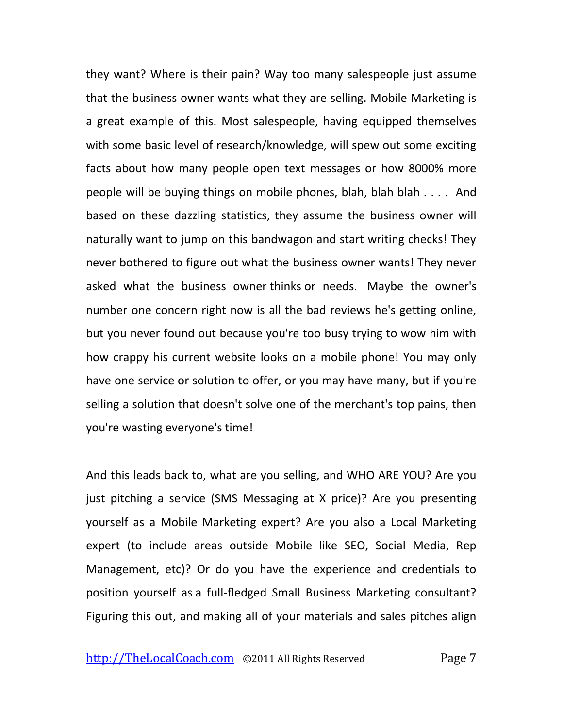they want? Where is their pain? Way too many salespeople just assume that the business owner wants what they are selling. Mobile Marketing is a great example of this. Most salespeople, having equipped themselves with some basic level of research/knowledge, will spew out some exciting facts about how many people open text messages or how 8000% more people will be buying things on mobile phones, blah, blah blah . . . . And based on these dazzling statistics, they assume the business owner will naturally want to jump on this bandwagon and start writing checks! They never bothered to figure out what the business owner wants! They never asked what the business owner thinks or needs. Maybe the owner's number one concern right now is all the bad reviews he's getting online, but you never found out because you're too busy trying to wow him with how crappy his current website looks on a mobile phone! You may only have one service or solution to offer, or you may have many, but if you're selling a solution that doesn't solve one of the merchant's top pains, then you're wasting everyone's time!

And this leads back to, what are you selling, and WHO ARE YOU? Are you just pitching a service (SMS Messaging at X price)? Are you presenting yourself as a Mobile Marketing expert? Are you also a Local Marketing expert (to include areas outside Mobile like SEO, Social Media, Rep Management, etc)? Or do you have the experience and credentials to position yourself as a full-fledged Small Business Marketing consultant? Figuring this out, and making all of your materials and sales pitches align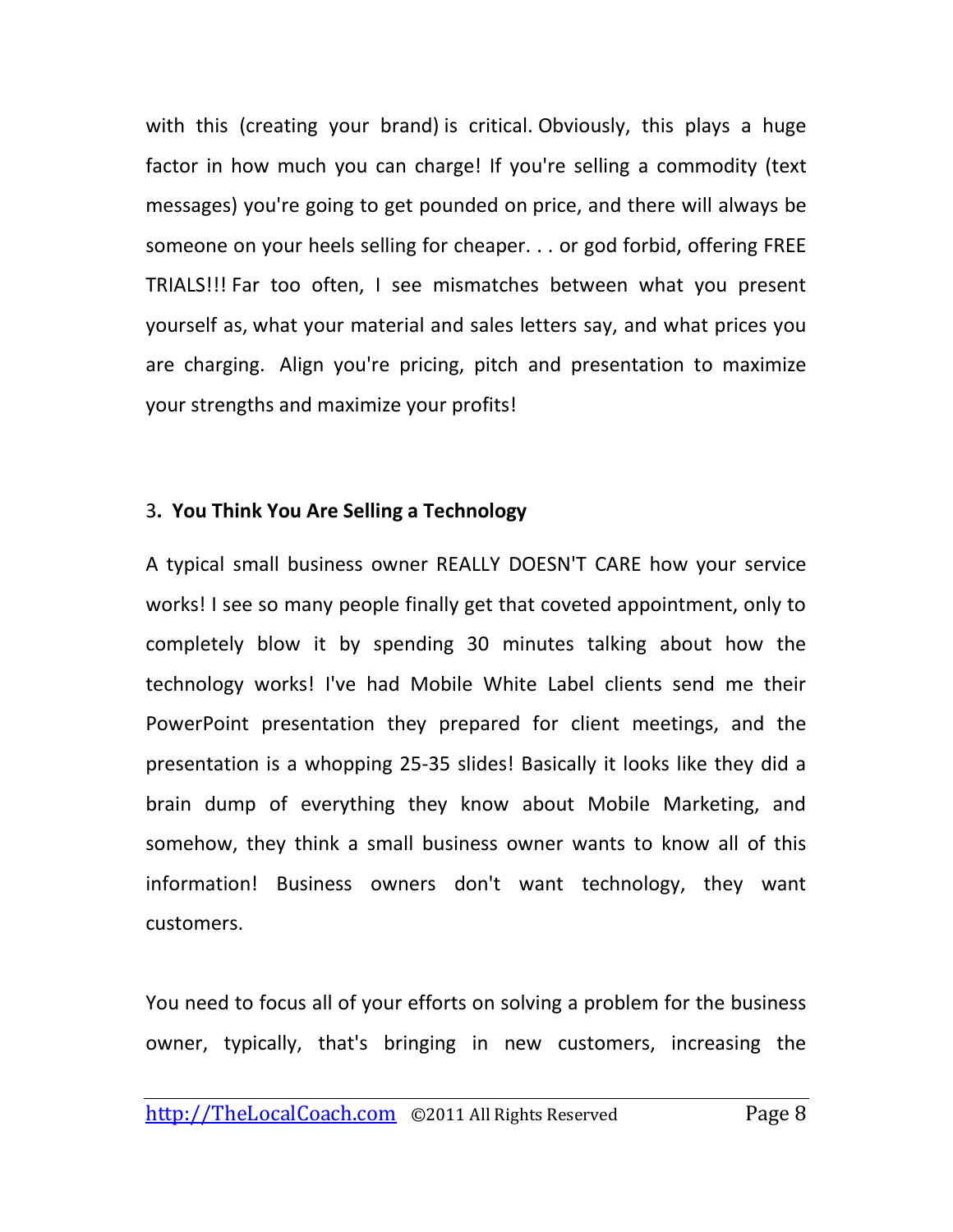with this (creating your brand) is critical. Obviously, this plays a huge factor in how much you can charge! If you're selling a commodity (text messages) you're going to get pounded on price, and there will always be someone on your heels selling for cheaper. . . or god forbid, offering FREE TRIALS!!! Far too often, I see mismatches between what you present yourself as, what your material and sales letters say, and what prices you are charging. Align you're pricing, pitch and presentation to maximize your strengths and maximize your profits!

### 3. **You Think You Are Selling a Technology**

A typical small business owner REALLY DOESN'T CARE how your service works! I see so many people finally get that coveted appointment, only to completely blow it by spending 30 minutes talking about how the technology works! I've had Mobile White Label clients send me their PowerPoint presentation they prepared for client meetings, and the presentation is a whopping 25-35 slides! Basically it looks like they did a brain dump of everything they know about Mobile Marketing, and somehow, they think a small business owner wants to know all of this information! Business owners don't want technology, they want customers.

You need to focus all of your efforts on solving a problem for the business owner, typically, that's bringing in new customers, increasing the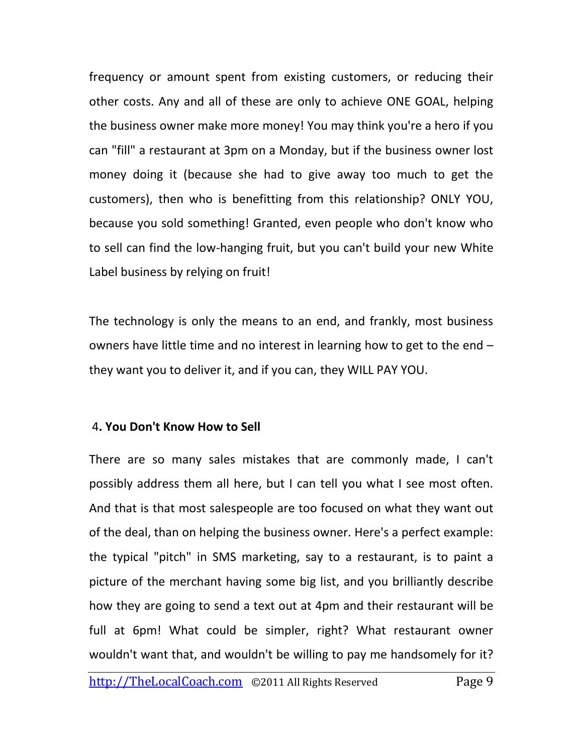frequency or amount spent from existing customers, or reducing their other costs. Any and all of these are only to achieve ONE GOAL, helping the business owner make more money! You may think you're a hero if you can "fill" a restaurant at 3pm on a Monday, but if the business owner lost money doing it (because she had to give away too much to get the customers), then who is benefitting from this relationship? ONLY YOU, because you sold something! Granted, even people who don't know who to sell can find the low-hanging fruit, but you can't build your new White Label business by relying on fruit!

The technology is only the means to an end, and frankly, most business owners have little time and no interest in learning how to get to the end – they want you to deliver it, and if you can, they WILL PAY YOU.

### 4. You Don't Know How to Sell

There are so many sales mistakes that are commonly made, I can't possibly address them all here, but I can tell you what I see most often. And that is that most salespeople are too focused on what they want out of the deal, than on helping the business owner. Here's a perfect example: the typical "pitch" in SMS marketing, say to a restaurant, is to paint a picture of the merchant having some big list, and you brilliantly describe how they are going to send a text out at 4pm and their restaurant will be full at 6pm! What could be simpler, right? What restaurant owner wouldn't want that, and wouldn't be willing to pay me handsomely for it?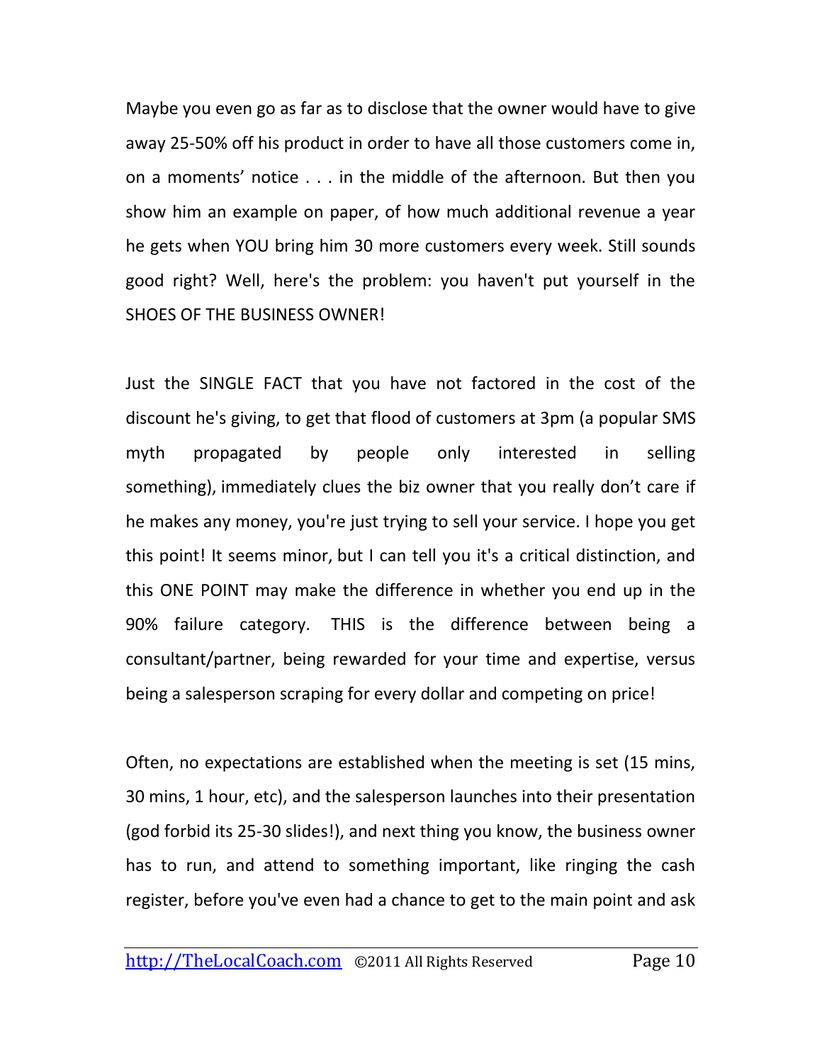Maybe you even go as far as to disclose that the owner would have to give away 25-50% off his product in order to have all those customers come in, on a moments' notice . . . in the middle of the afternoon. But then you show him an example on paper, of how much additional revenue a year he gets when YOU bring him 30 more customers every week. Still sounds good right? Well, here's the problem: you haven't put yourself in the SHOES OF THE BUSINESS OWNER!

Just the SINGLE FACT that you have not factored in the cost of the discount he's giving, to get that flood of customers at 3pm (a popular SMS myth propagated by people only interested in selling something), immediately clues the biz owner that you really don't care if he makes any money, you're just trying to sell your service. I hope you get this point! It seems minor, but I can tell you it's a critical distinction, and this ONE POINT may make the difference in whether you end up in the 90% failure category. THIS is the difference between being a consultant/partner, being rewarded for your time and expertise, versus being a salesperson scraping for every dollar and competing on price!

Often, no expectations are established when the meeting is set (15 mins, 30 mins, 1 hour, etc), and the salesperson launches into their presentation (god forbid its 25-30 slides!), and next thing you know, the business owner has to run, and attend to something important, like ringing the cash register, before you've even had a chance to get to the main point and ask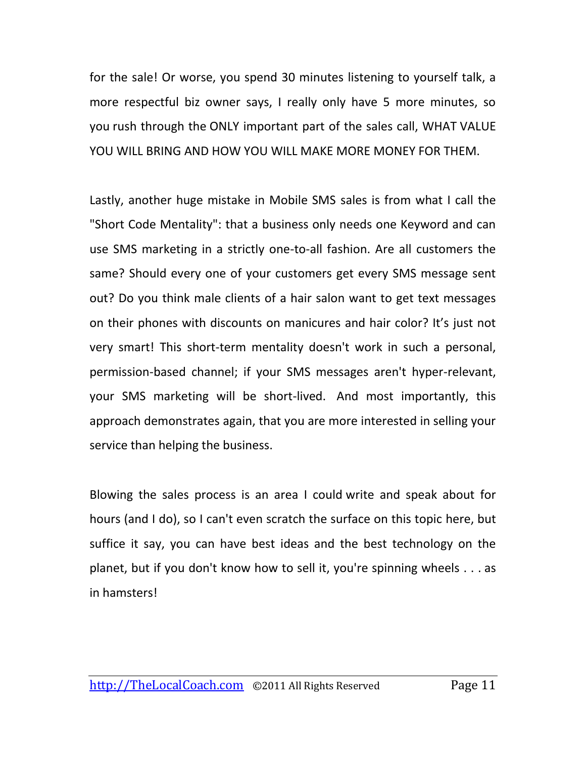for the sale! Or worse, you spend 30 minutes listening to yourself talk, a more respectful biz owner says, I really only have 5 more minutes, so you rush through the ONLY important part of the sales call, WHAT VALUE YOU WILL BRING AND HOW YOU WILL MAKE MORE MONEY FOR THEM.

Lastly, another huge mistake in Mobile SMS sales is from what I call the "Short Code Mentality": that a business only needs one Keyword and can use SMS marketing in a strictly one-to-all fashion. Are all customers the same? Should every one of your customers get every SMS message sent out? Do you think male clients of a hair salon want to get text messages on their phones with discounts on manicures and hair color? It's just not very smart! This short-term mentality doesn't work in such a personal, permission-based channel; if your SMS messages aren't hyper-relevant, your SMS marketing will be short-lived. And most importantly, this approach demonstrates again, that you are more interested in selling your service than helping the business.

Blowing the sales process is an area I could write and speak about for hours (and I do), so I can't even scratch the surface on this topic here, but suffice it say, you can have best ideas and the best technology on the planet, but if you don't know how to sell it, you're spinning wheels . . . as in hamsters!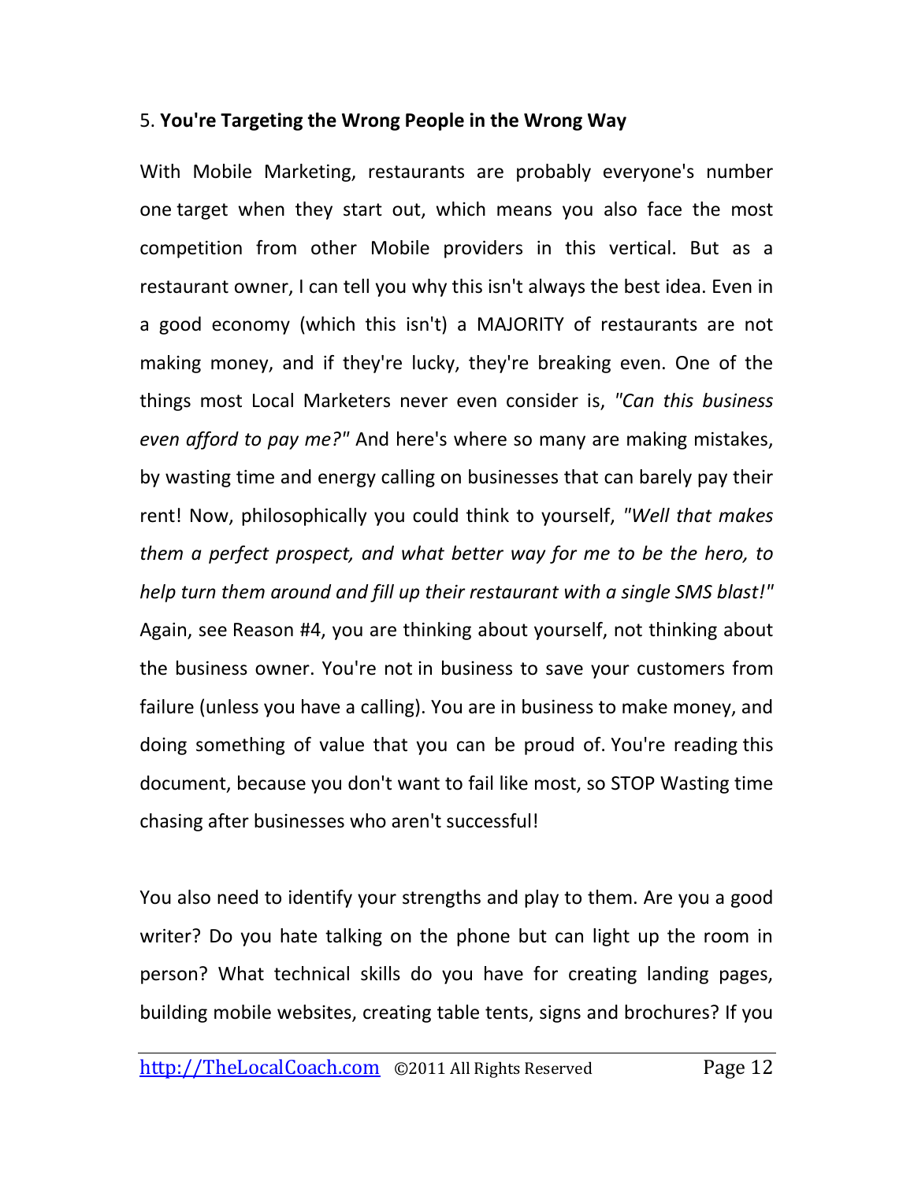5. **You're Targeting the Wrong People in the Wrong Way**

With Mobile Marketing, restaurants are probably everyone's number one target when they start out, which means you also face the most competition from other Mobile providers in this vertical. But as a restaurant owner, I can tell you why this isn't always the best idea. Even in a good economy (which this isn't) a MAJORITY of restaurants are not making money, and if they're lucky, they're breaking even. One of the things most Local Marketers never even consider is, *"Can this business even afford to pay me?"* And here's where so many are making mistakes, by wasting time and energy calling on businesses that can barely pay their rent! Now, philosophically you could think to yourself, *"Well that makes them a perfect prospect, and what better way for me to be the hero, to help turn them around and fill up their restaurant with a single SMS blast!"* Again, see Reason #4, you are thinking about yourself, not thinking about the business owner. You're not in business to save your customers from failure (unless you have a calling). You are in business to make money, and doing something of value that you can be proud of. You're reading this document, because you don't want to fail like most, so STOP Wasting time chasing after businesses who aren't successful!

You also need to identify your strengths and play to them. Are you a good writer? Do you hate talking on the phone but can light up the room in person? What technical skills do you have for creating landing pages, building mobile websites, creating table tents, signs and brochures? If you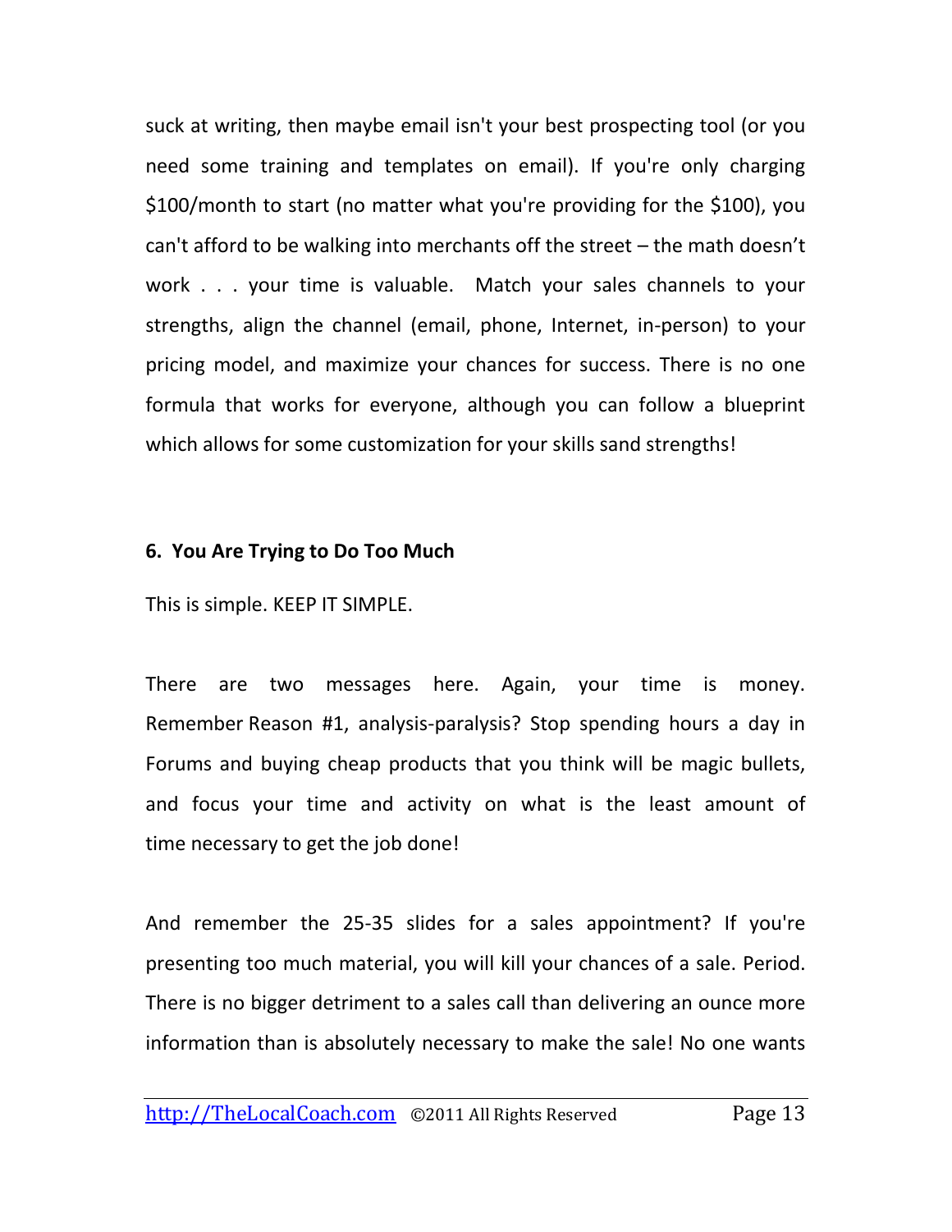suck at writing, then maybe email isn't your best prospecting tool (or you need some training and templates on email). If you're only charging $100/month to start (no matter what you're providing for the $100), you can't afford to be walking into merchants off the street – the math doesn't work . . . your time is valuable. Match your sales channels to your strengths, align the channel (email, phone, Internet, in-person) to your pricing model, and maximize your chances for success. There is no one formula that works for everyone, although you can follow a blueprint which allows for some customization for your skills sand strengths!

**6. You Are Trying to Do Too Much**

This is simple. KEEP IT SIMPLE.

There are two messages here. Again, your time is money. Remember Reason #1, analysis-paralysis? Stop spending hours a day in Forums and buying cheap products that you think will be magic bullets, and focus your time and activity on what is the least amount of time necessary to get the job done!

And remember the 25-35 slides for a sales appointment? If you're presenting too much material, you will kill your chances of a sale. Period. There is no bigger detriment to a sales call than delivering an ounce more information than is absolutely necessary to make the sale! No one wants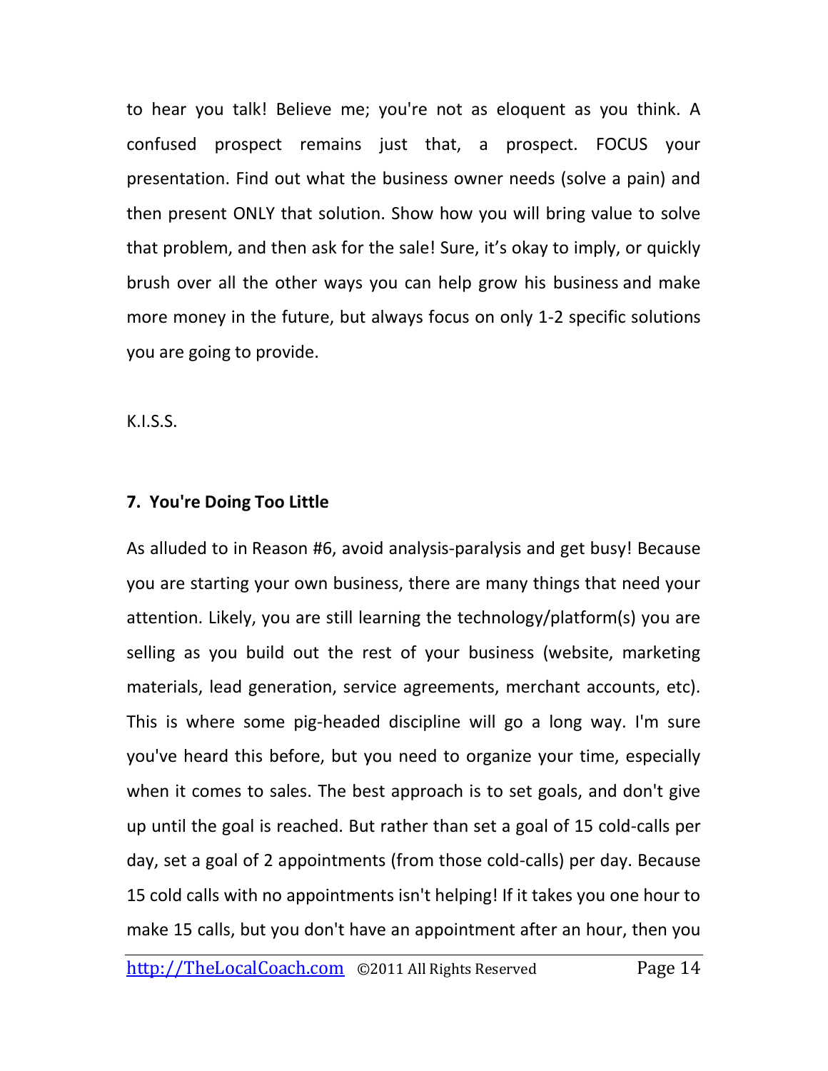to hear you talk! Believe me; you're not as eloquent as you think. A confused prospect remains just that, a prospect. FOCUS your presentation. Find out what the business owner needs (solve a pain) and then present ONLY that solution. Show how you will bring value to solve that problem, and then ask for the sale! Sure, it's okay to imply, or quickly brush over all the other ways you can help grow his business and make more money in the future, but always focus on only 1-2 specific solutions you are going to provide.

K.I.S.S.

**7. You're Doing Too Little**

As alluded to in Reason #6, avoid analysis-paralysis and get busy! Because you are starting your own business, there are many things that need your attention. Likely, you are still learning the technology/platform(s) you are selling as you build out the rest of your business (website, marketing materials, lead generation, service agreements, merchant accounts, etc). This is where some pig-headed discipline will go a long way. I'm sure you've heard this before, but you need to organize your time, especially when it comes to sales. The best approach is to set goals, and don't give up until the goal is reached. But rather than set a goal of 15 cold-calls per day, set a goal of 2 appointments (from those cold-calls) per day. Because 15 cold calls with no appointments isn't helping! If it takes you one hour to make 15 calls, but you don't have an appointment after an hour, then you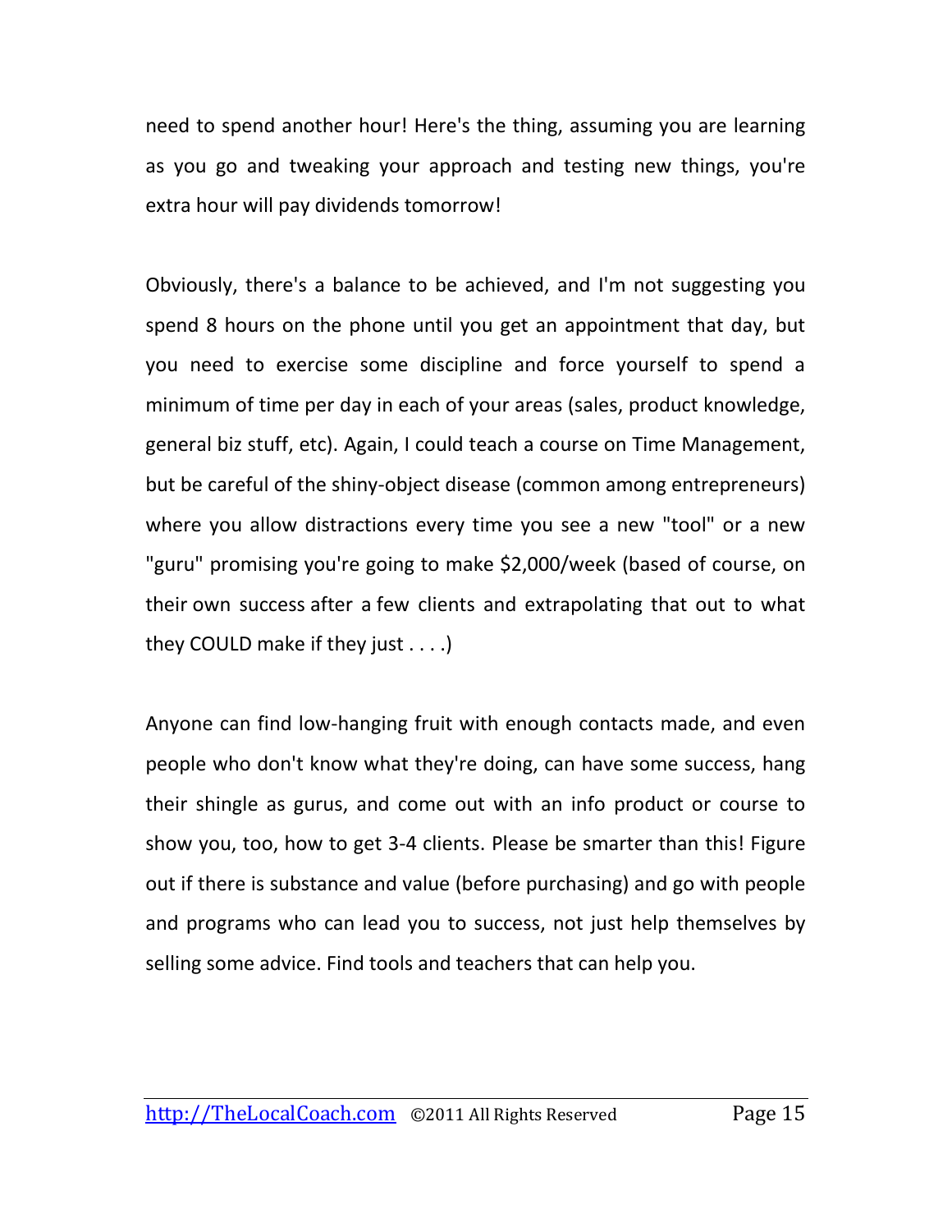need to spend another hour! Here's the thing, assuming you are learning as you go and tweaking your approach and testing new things, you're extra hour will pay dividends tomorrow!

Obviously, there's a balance to be achieved, and I'm not suggesting you spend 8 hours on the phone until you get an appointment that day, but you need to exercise some discipline and force yourself to spend a minimum of time per day in each of your areas (sales, product knowledge, general biz stuff, etc). Again, I could teach a course on Time Management, but be careful of the shiny-object disease (common among entrepreneurs) where you allow distractions every time you see a new "tool" or a new "guru" promising you're going to make $2,000/week (based of course, on their own success after a few clients and extrapolating that out to what they COULD make if they just . . . .)

Anyone can find low-hanging fruit with enough contacts made, and even people who don't know what they're doing, can have some success, hang their shingle as gurus, and come out with an info product or course to show you, too, how to get 3-4 clients. Please be smarter than this! Figure out if there is substance and value (before purchasing) and go with people and programs who can lead you to success, not just help themselves by selling some advice. Find tools and teachers that can help you.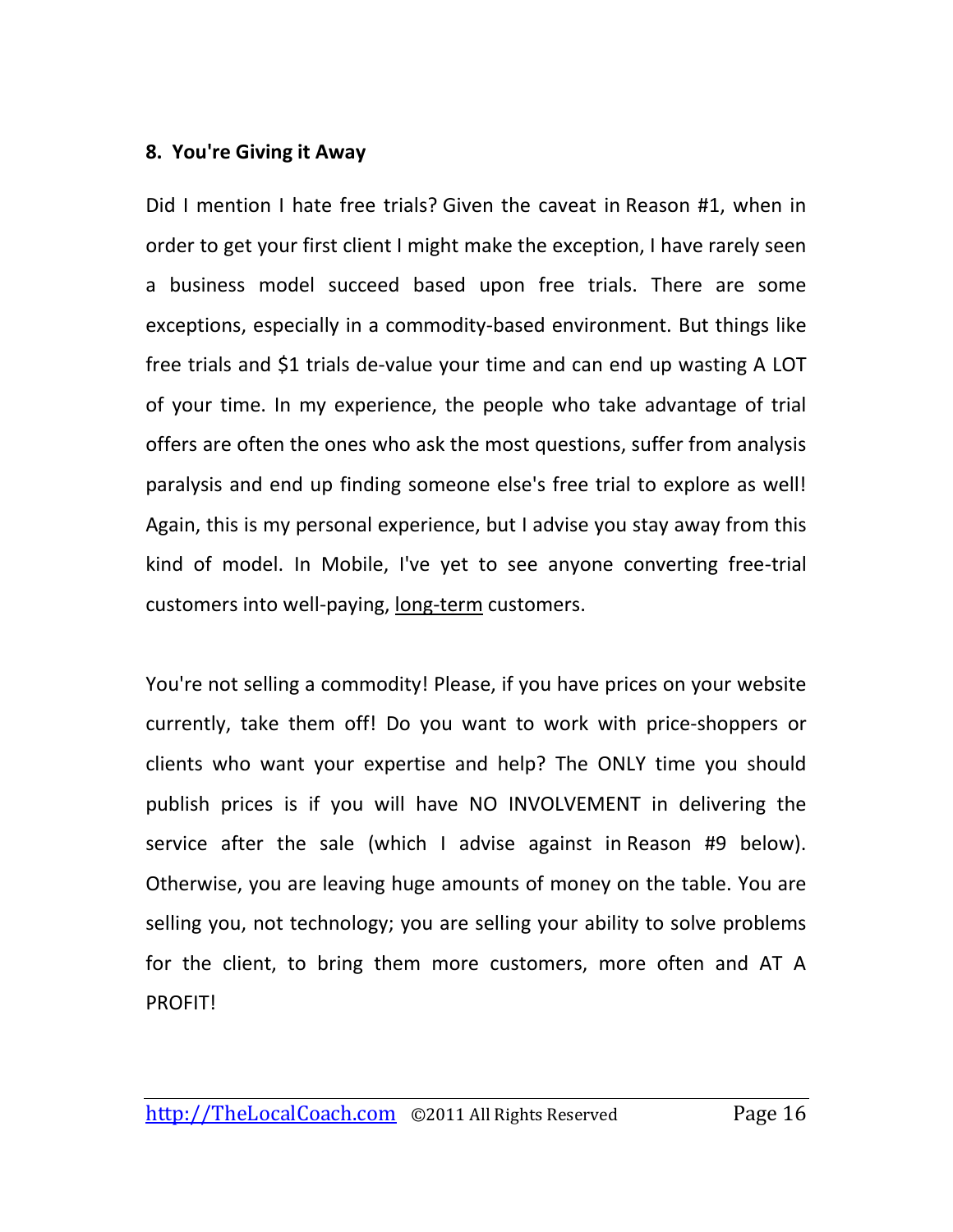### 8. You're Giving it Away

Did I mention I hate free trials? Given the caveat in Reason #1, when in order to get your first client I might make the exception, I have rarely seen a business model succeed based upon free trials. There are some exceptions, especially in a commodity-based environment. But things like free trials and $1 trials de-value your time and can end up wasting A LOT of your time. In my experience, the people who take advantage of trial offers are often the ones who ask the most questions, suffer from analysis paralysis and end up finding someone else's free trial to explore as well! Again, this is my personal experience, but I advise you stay away from this kind of model. In Mobile, I've yet to see anyone converting free-trial customers into well-paying, long-term customers.

You're not selling a commodity! Please, if you have prices on your website currently, take them off! Do you want to work with price-shoppers or clients who want your expertise and help? The ONLY time you should publish prices is if you will have NO INVOLVEMENT in delivering the service after the sale (which I advise against in Reason #9 below). Otherwise, you are leaving huge amounts of money on the table. You are selling you, not technology; you are selling your ability to solve problems for the client, to bring them more customers, more often and AT A PROFIT!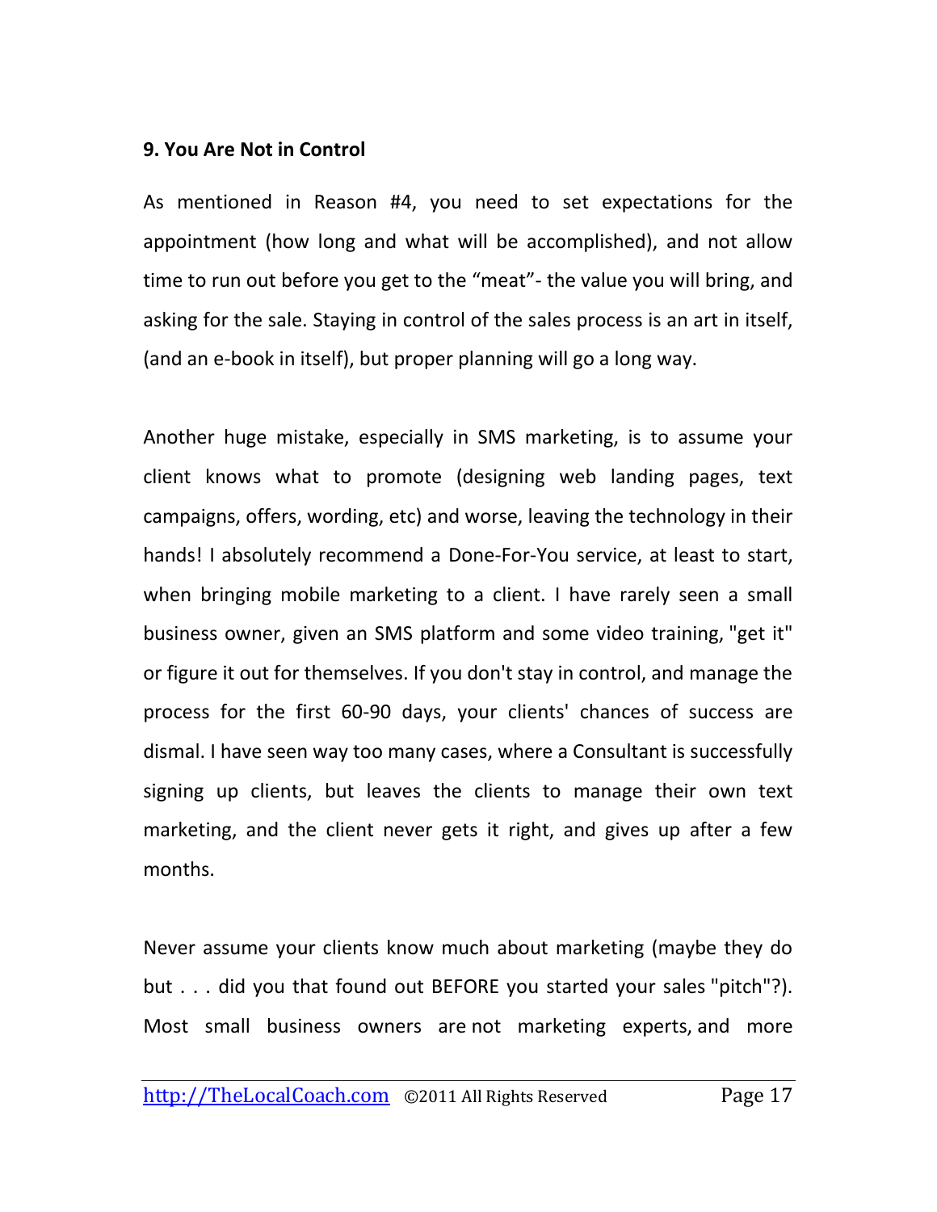**9. You Are Not in Control**

As mentioned in Reason #4, you need to set expectations for the appointment (how long and what will be accomplished), and not allow time to run out before you get to the “meat”- the value you will bring, and asking for the sale. Staying in control of the sales process is an art in itself, (and an e-book in itself), but proper planning will go a long way.

Another huge mistake, especially in SMS marketing, is to assume your client knows what to promote (designing web landing pages, text campaigns, offers, wording, etc) and worse, leaving the technology in their hands! I absolutely recommend a Done-For-You service, at least to start, when bringing mobile marketing to a client. I have rarely seen a small business owner, given an SMS platform and some video training, "get it" or figure it out for themselves. If you don't stay in control, and manage the process for the first 60-90 days, your clients' chances of success are dismal. I have seen way too many cases, where a Consultant is successfully signing up clients, but leaves the clients to manage their own text marketing, and the client never gets it right, and gives up after a few months.

Never assume your clients know much about marketing (maybe they do but . . . did you that found out BEFORE you started your sales "pitch"?). Most small business owners are not marketing experts, and more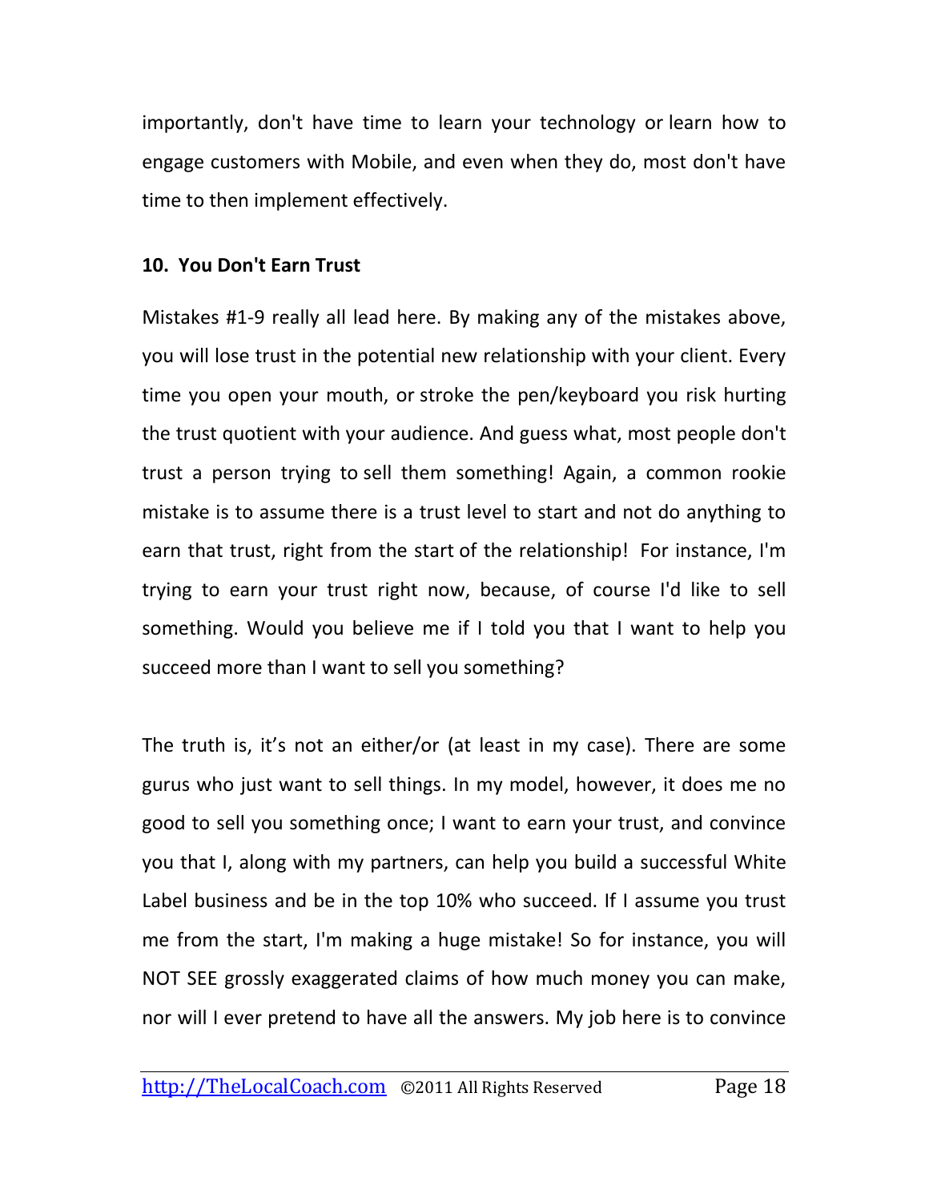importantly, don't have time to learn your technology or learn how to engage customers with Mobile, and even when they do, most don't have time to then implement effectively.

**10. You Don't Earn Trust**

Mistakes #1-9 really all lead here. By making any of the mistakes above, you will lose trust in the potential new relationship with your client. Every time you open your mouth, or stroke the pen/keyboard you risk hurting the trust quotient with your audience. And guess what, most people don't trust a person trying to sell them something! Again, a common rookie mistake is to assume there is a trust level to start and not do anything to earn that trust, right from the start of the relationship! For instance, I'm trying to earn your trust right now, because, of course I'd like to sell something. Would you believe me if I told you that I want to help you succeed more than I want to sell you something?

The truth is, it's not an either/or (at least in my case). There are some gurus who just want to sell things. In my model, however, it does me no good to sell you something once; I want to earn your trust, and convince you that I, along with my partners, can help you build a successful White Label business and be in the top 10% who succeed. If I assume you trust me from the start, I'm making a huge mistake! So for instance, you will NOT SEE grossly exaggerated claims of how much money you can make, nor will I ever pretend to have all the answers. My job here is to convince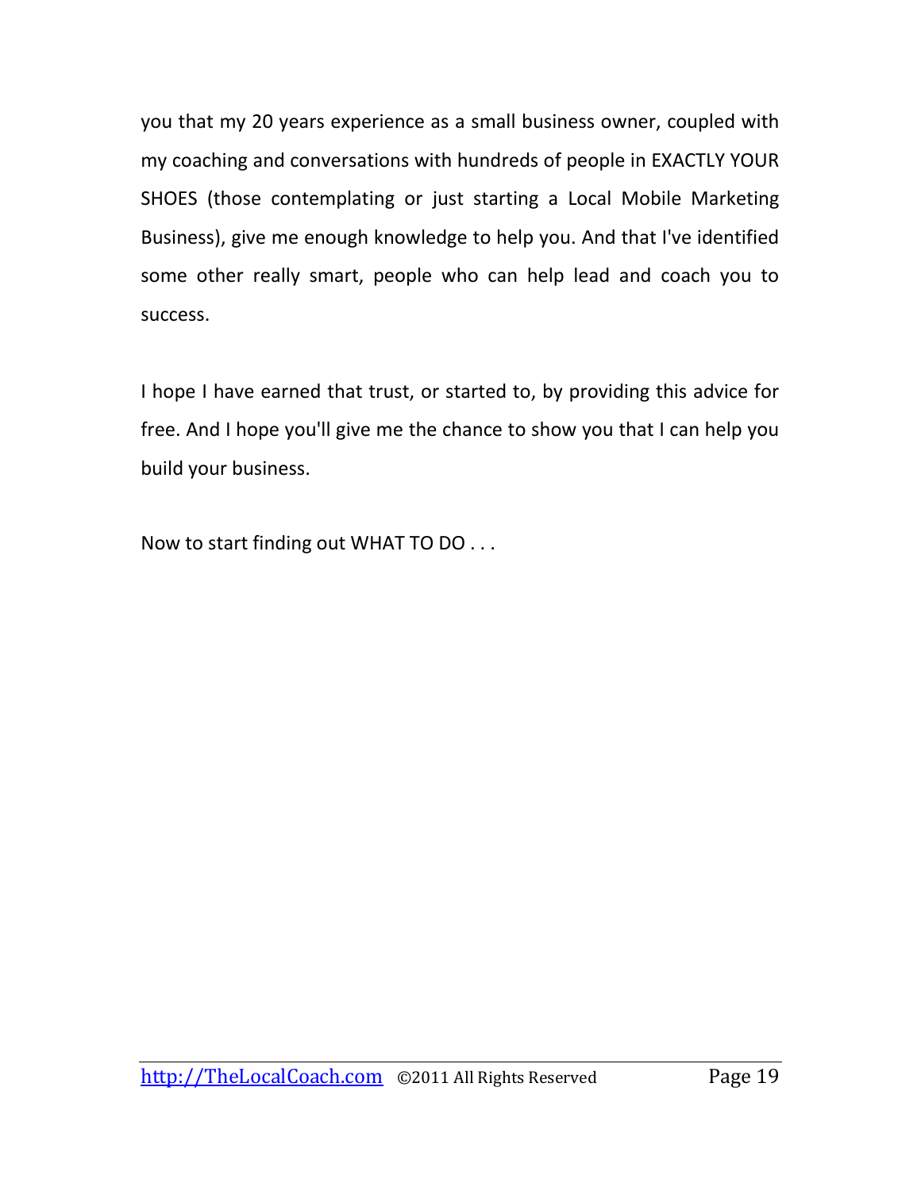you that my 20 years experience as a small business owner, coupled with my coaching and conversations with hundreds of people in EXACTLY YOUR SHOES (those contemplating or just starting a Local Mobile Marketing Business), give me enough knowledge to help you. And that I've identified some other really smart, people who can help lead and coach you to success.

I hope I have earned that trust, or started to, by providing this advice for free. And I hope you'll give me the chance to show you that I can help you build your business.

Now to start finding out WHAT TO DO . . .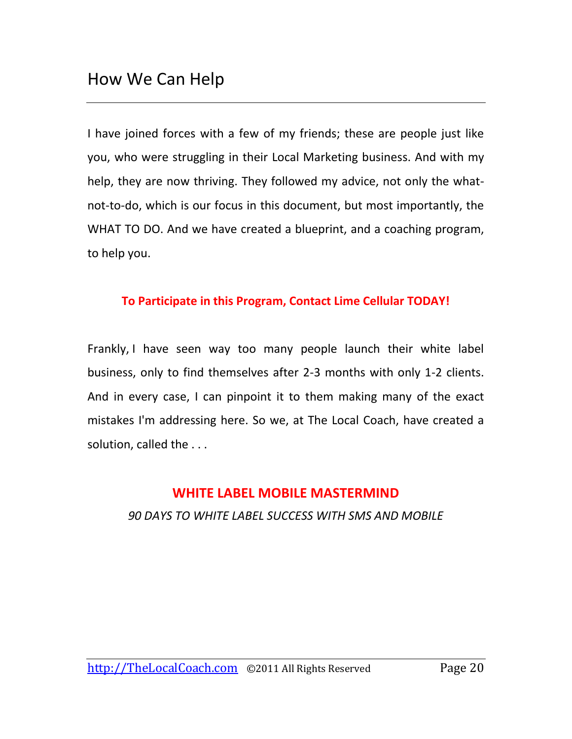## How We Can Help

I have joined forces with a few of my friends; these are people just like you, who were struggling in their Local Marketing business. And with my help, they are now thriving. They followed my advice, not only the what-not-to-do, which is our focus in this document, but most importantly, the WHAT TO DO. And we have created a blueprint, and a coaching program, to help you.

**To Participate in this Program, Contact Lime Cellular TODAY!**

Frankly, I have seen way too many people launch their white label business, only to find themselves after 2-3 months with only 1-2 clients. And in every case, I can pinpoint it to them making many of the exact mistakes I'm addressing here. So we, at The Local Coach, have created a solution, called the . . .

**WHITE LABEL MOBILE MASTERMIND**

*90 DAYS TO WHITE LABEL SUCCESS WITH SMS AND MOBILE*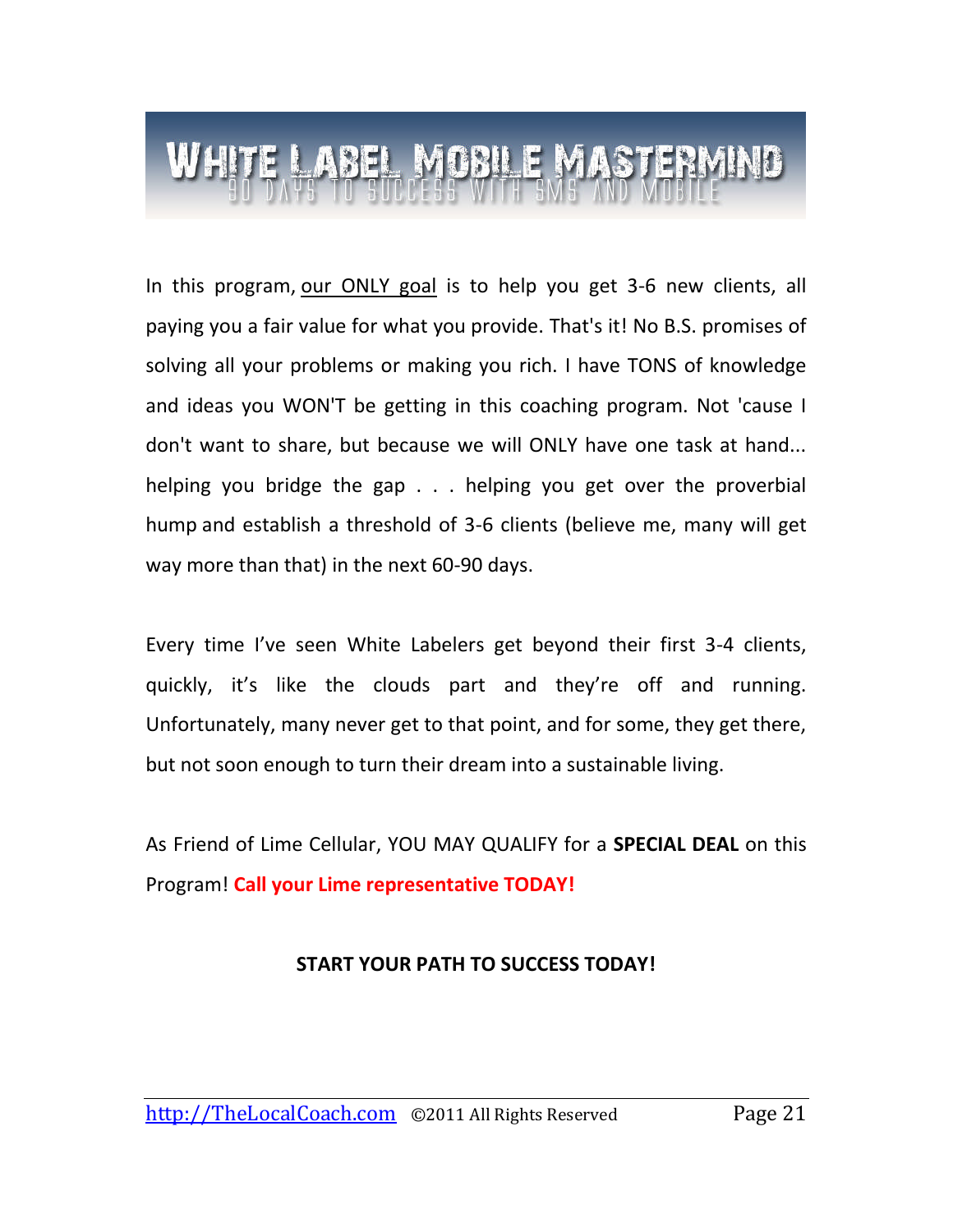# WHITE LABEL MOBILE MASTERMIND

## 90 DAYS TO SUCCESS WITH SMS AND MOBILE

In this program, our ONLY goal is to help you get 3-6 new clients, all paying you a fair value for what you provide. That's it! No B.S. promises of solving all your problems or making you rich. I have TONS of knowledge and ideas you WON'T be getting in this coaching program. Not 'cause I don't want to share, but because we will ONLY have one task at hand... helping you bridge the gap . . . helping you get over the proverbial hump and establish a threshold of 3-6 clients (believe me, many will get way more than that) in the next 60-90 days.

Every time I've seen White Labelers get beyond their first 3-4 clients, quickly, it's like the clouds part and they're off and running. Unfortunately, many never get to that point, and for some, they get there, but not soon enough to turn their dream into a sustainable living.

As Friend of Lime Cellular, YOU MAY QUALIFY for a **SPECIAL DEAL** on this Program! **Call your Lime representative TODAY!**

**START YOUR PATH TO SUCCESS TODAY!**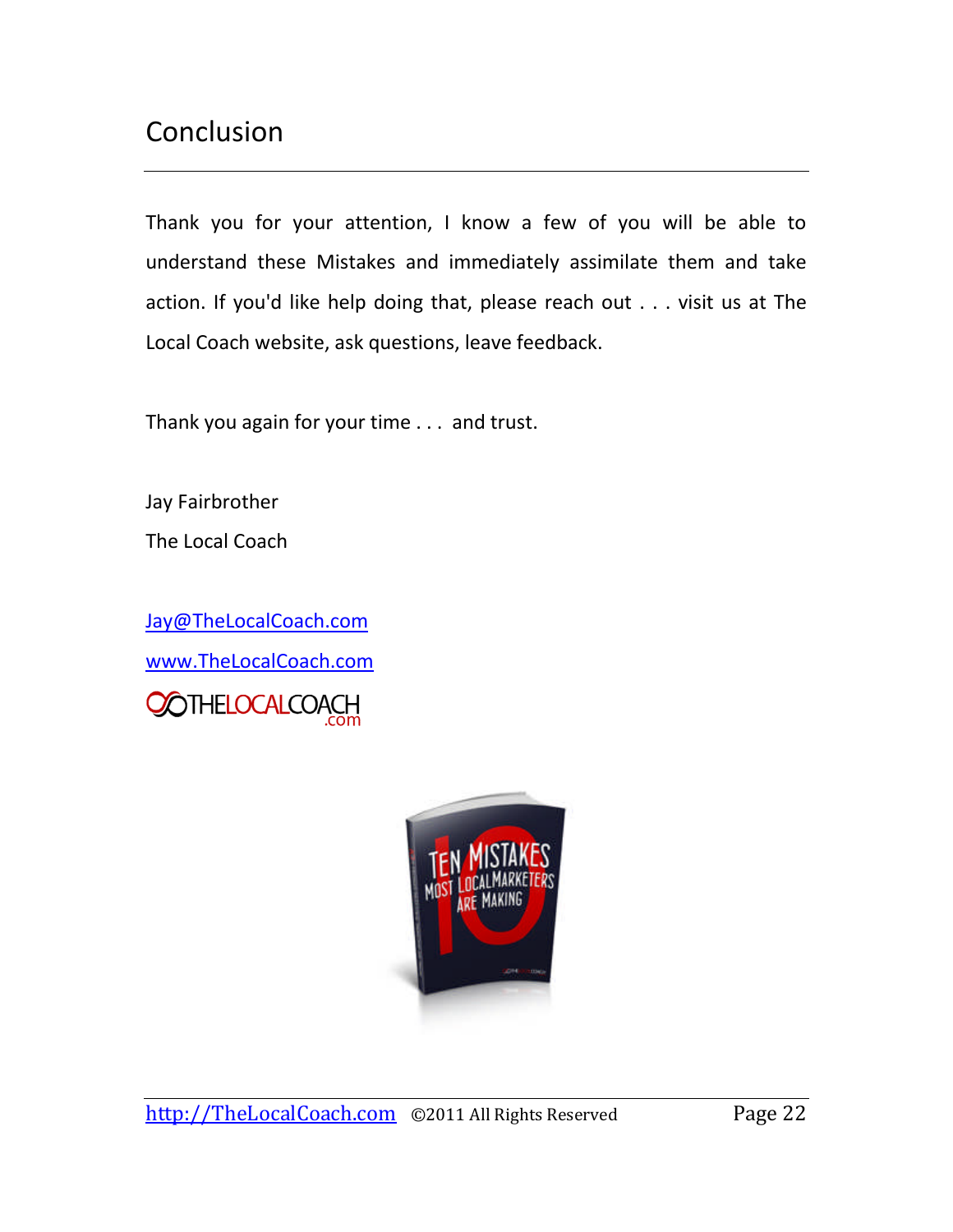## Conclusion

Thank you for your attention, I know a few of you will be able to understand these Mistakes and immediately assimilate them and take action. If you'd like help doing that, please reach out . . . visit us at The Local Coach website, ask questions, leave feedback.

Thank you again for your time . . . and trust.

Jay Fairbrother

The Local Coach

Jay@TheLocalCoach.com

www.TheLocalCoach.com